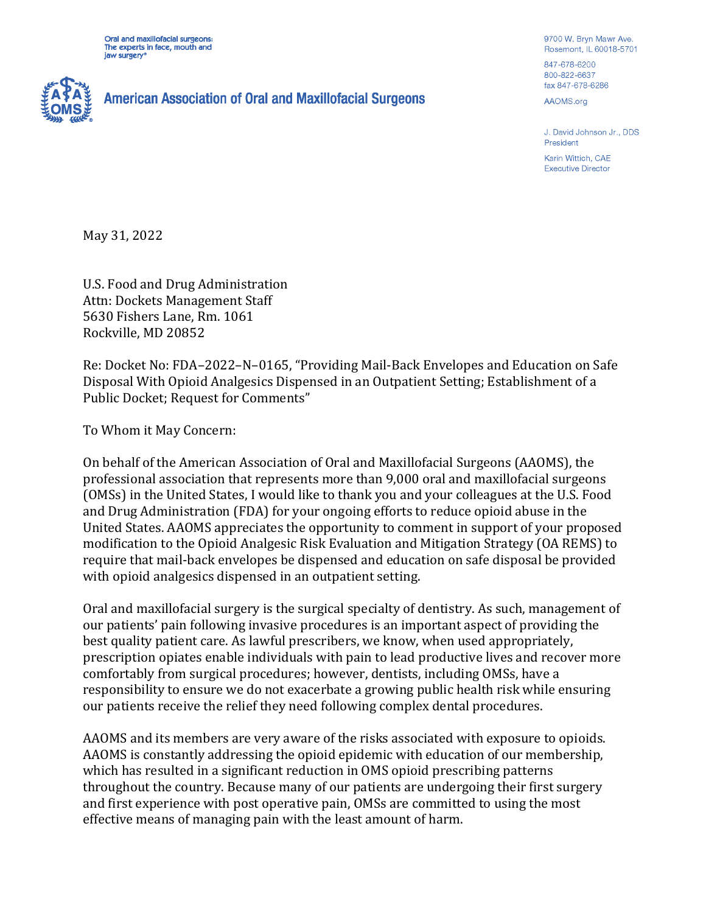Oral and maxillofacial surgeons:
The experts in face, mouth and jaw surgery®

**American Association of Oral and Maxillofacial Surgeons**

9700 W. Bryn Mawr Ave.
Rosemont, IL 60018-5701

847-678-6200
800-822-6637
fax 847-678-6286

AAOMS.org

J. David Johnson Jr., DDS
President

Karin Wittich, CAE
Executive Director

May 31, 2022

U.S. Food and Drug Administration
Attn: Dockets Management Staff
5630 Fishers Lane, Rm. 1061
Rockville, MD 20852

Re: Docket No: FDA–2022–N–0165, "Providing Mail-Back Envelopes and Education on Safe Disposal With Opioid Analgesics Dispensed in an Outpatient Setting; Establishment of a Public Docket; Request for Comments"

To Whom it May Concern:

On behalf of the American Association of Oral and Maxillofacial Surgeons (AAOMS), the professional association that represents more than 9,000 oral and maxillofacial surgeons (OMSs) in the United States, I would like to thank you and your colleagues at the U.S. Food and Drug Administration (FDA) for your ongoing efforts to reduce opioid abuse in the United States. AAOMS appreciates the opportunity to comment in support of your proposed modification to the Opioid Analgesic Risk Evaluation and Mitigation Strategy (OA REMS) to require that mail-back envelopes be dispensed and education on safe disposal be provided with opioid analgesics dispensed in an outpatient setting.

Oral and maxillofacial surgery is the surgical specialty of dentistry. As such, management of our patients' pain following invasive procedures is an important aspect of providing the best quality patient care. As lawful prescribers, we know, when used appropriately, prescription opiates enable individuals with pain to lead productive lives and recover more comfortably from surgical procedures; however, dentists, including OMSs, have a responsibility to ensure we do not exacerbate a growing public health risk while ensuring our patients receive the relief they need following complex dental procedures.

AAOMS and its members are very aware of the risks associated with exposure to opioids. AAOMS is constantly addressing the opioid epidemic with education of our membership, which has resulted in a significant reduction in OMS opioid prescribing patterns throughout the country. Because many of our patients are undergoing their first surgery and first experience with post operative pain, OMSs are committed to using the most effective means of managing pain with the least amount of harm.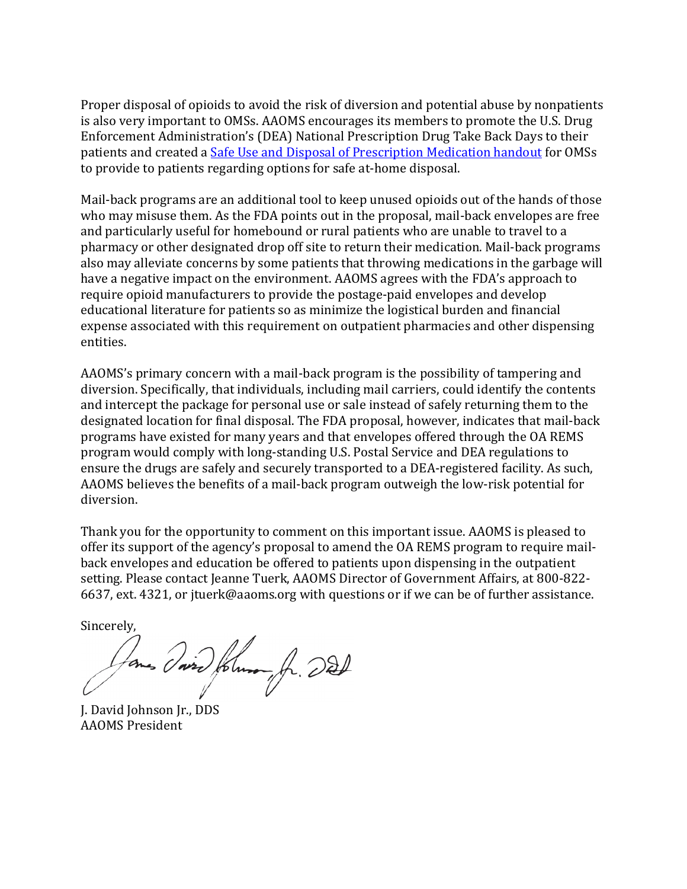Proper disposal of opioids to avoid the risk of diversion and potential abuse by nonpatients is also very important to OMSs. AAOMS encourages its members to promote the U.S. Drug Enforcement Administration's (DEA) National Prescription Drug Take Back Days to their patients and created a Safe Use and Disposal of Prescription Medication handout for OMSs to provide to patients regarding options for safe at-home disposal.

Mail-back programs are an additional tool to keep unused opioids out of the hands of those who may misuse them. As the FDA points out in the proposal, mail-back envelopes are free and particularly useful for homebound or rural patients who are unable to travel to a pharmacy or other designated drop off site to return their medication. Mail-back programs also may alleviate concerns by some patients that throwing medications in the garbage will have a negative impact on the environment. AAOMS agrees with the FDA's approach to require opioid manufacturers to provide the postage-paid envelopes and develop educational literature for patients so as minimize the logistical burden and financial expense associated with this requirement on outpatient pharmacies and other dispensing entities.

AAOMS's primary concern with a mail-back program is the possibility of tampering and diversion. Specifically, that individuals, including mail carriers, could identify the contents and intercept the package for personal use or sale instead of safely returning them to the designated location for final disposal. The FDA proposal, however, indicates that mail-back programs have existed for many years and that envelopes offered through the OA REMS program would comply with long-standing U.S. Postal Service and DEA regulations to ensure the drugs are safely and securely transported to a DEA-registered facility. As such, AAOMS believes the benefits of a mail-back program outweigh the low-risk potential for diversion.

Thank you for the opportunity to comment on this important issue. AAOMS is pleased to offer its support of the agency's proposal to amend the OA REMS program to require mail-back envelopes and education be offered to patients upon dispensing in the outpatient setting. Please contact Jeanne Tuerk, AAOMS Director of Government Affairs, at 800-822-6637, ext. 4321, or jtuerk@aaoms.org with questions or if we can be of further assistance.

Sincerely,

J. David Johnson Jr., DDS
AAOMS President